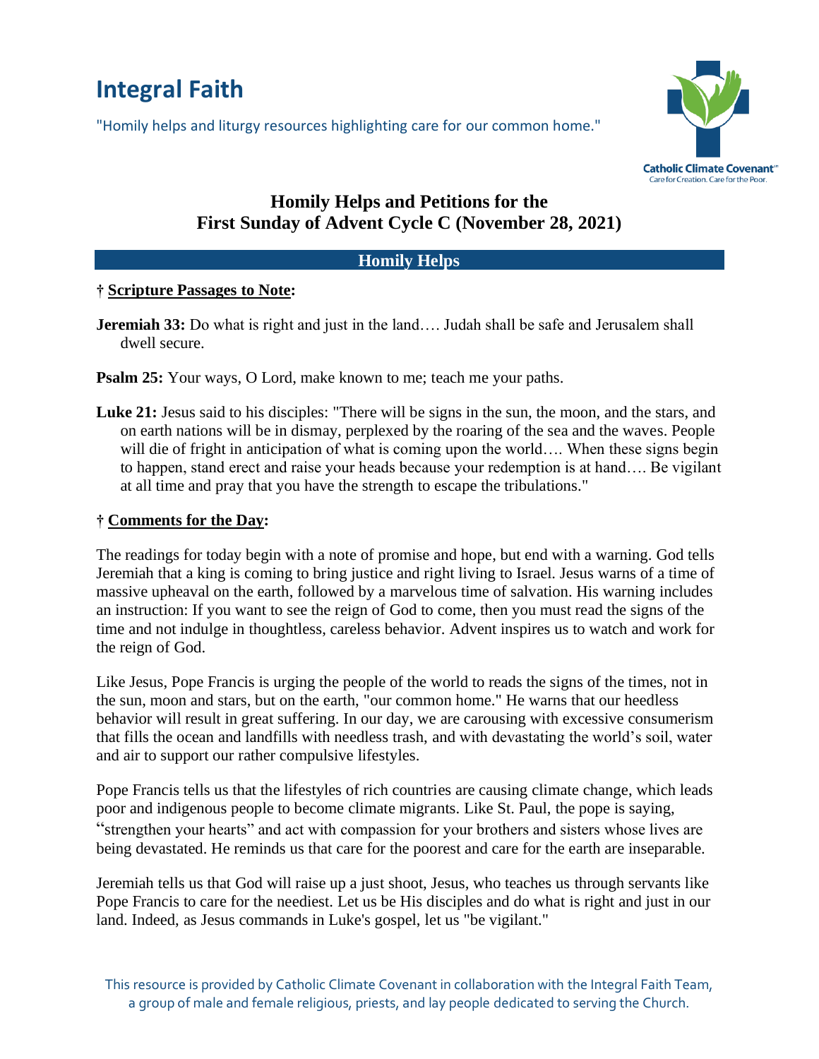# Integral Faith

"Homily helps and liturgy resources highlighting care for our common home."

Catholic Climate Covenant
Care for Creation. Care for the Poor.

## Homily Helps and Petitions for the First Sunday of Advent Cycle C (November 28, 2021)

### Homily Helps

† **Scripture Passages to Note:**

**Jeremiah 33:** Do what is right and just in the land…. Judah shall be safe and Jerusalem shall dwell secure.

**Psalm 25:** Your ways, O Lord, make known to me; teach me your paths.

**Luke 21:** Jesus said to his disciples: "There will be signs in the sun, the moon, and the stars, and on earth nations will be in dismay, perplexed by the roaring of the sea and the waves. People will die of fright in anticipation of what is coming upon the world…. When these signs begin to happen, stand erect and raise your heads because your redemption is at hand…. Be vigilant at all time and pray that you have the strength to escape the tribulations."

† **Comments for the Day:**

The readings for today begin with a note of promise and hope, but end with a warning. God tells Jeremiah that a king is coming to bring justice and right living to Israel. Jesus warns of a time of massive upheaval on the earth, followed by a marvelous time of salvation. His warning includes an instruction: If you want to see the reign of God to come, then you must read the signs of the time and not indulge in thoughtless, careless behavior. Advent inspires us to watch and work for the reign of God.

Like Jesus, Pope Francis is urging the people of the world to reads the signs of the times, not in the sun, moon and stars, but on the earth, "our common home." He warns that our heedless behavior will result in great suffering. In our day, we are carousing with excessive consumerism that fills the ocean and landfills with needless trash, and with devastating the world's soil, water and air to support our rather compulsive lifestyles.

Pope Francis tells us that the lifestyles of rich countries are causing climate change, which leads poor and indigenous people to become climate migrants. Like St. Paul, the pope is saying, "strengthen your hearts" and act with compassion for your brothers and sisters whose lives are being devastated. He reminds us that care for the poorest and care for the earth are inseparable.

Jeremiah tells us that God will raise up a just shoot, Jesus, who teaches us through servants like Pope Francis to care for the neediest. Let us be His disciples and do what is right and just in our land. Indeed, as Jesus commands in Luke's gospel, let us "be vigilant."

This resource is provided by Catholic Climate Covenant in collaboration with the Integral Faith Team, a group of male and female religious, priests, and lay people dedicated to serving the Church.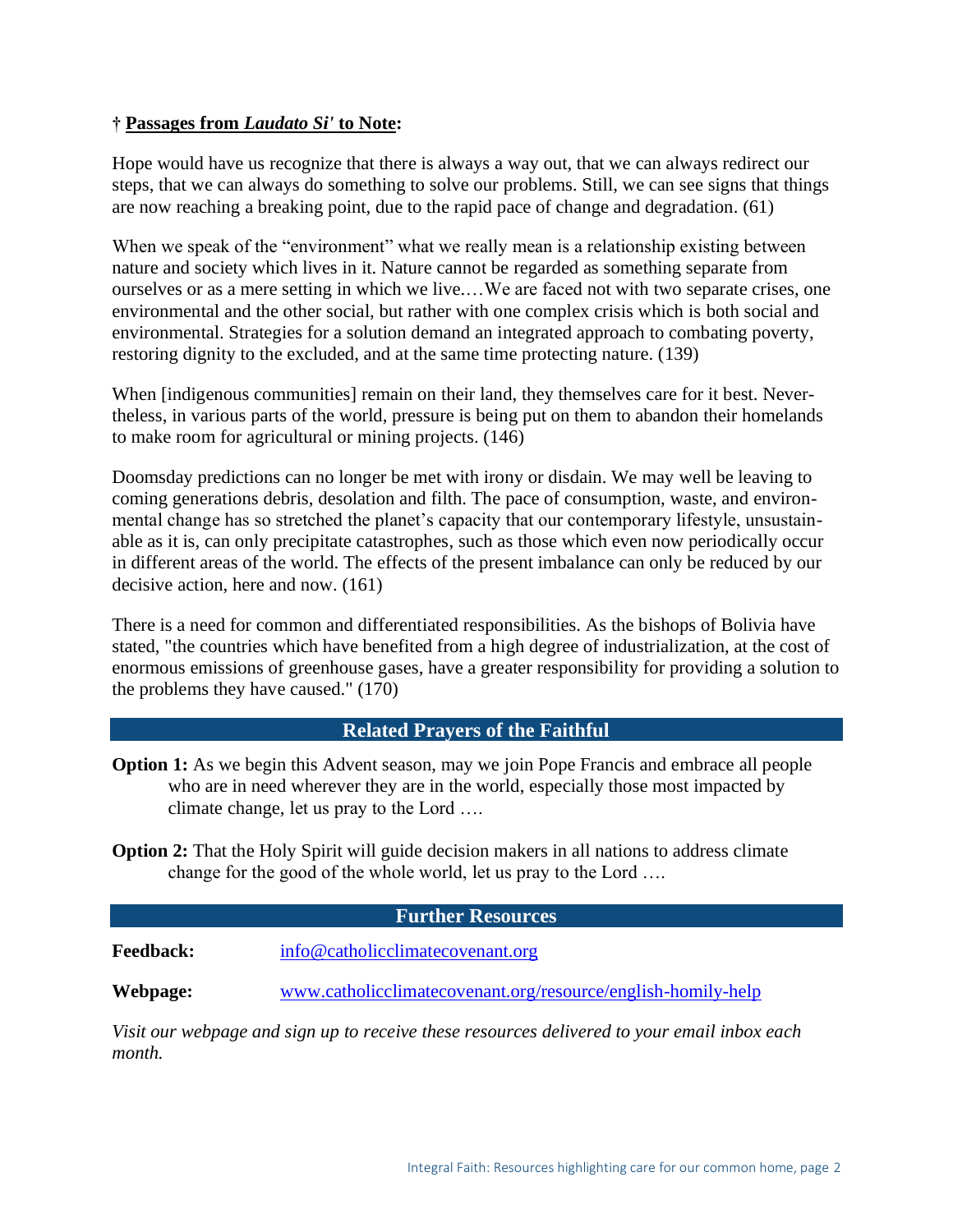**† Passages from *Laudato Si'* to Note:**

Hope would have us recognize that there is always a way out, that we can always redirect our steps, that we can always do something to solve our problems. Still, we can see signs that things are now reaching a breaking point, due to the rapid pace of change and degradation. (61)

When we speak of the "environment" what we really mean is a relationship existing between nature and society which lives in it. Nature cannot be regarded as something separate from ourselves or as a mere setting in which we live.…We are faced not with two separate crises, one environmental and the other social, but rather with one complex crisis which is both social and environmental. Strategies for a solution demand an integrated approach to combating poverty, restoring dignity to the excluded, and at the same time protecting nature. (139)

When [indigenous communities] remain on their land, they themselves care for it best. Nevertheless, in various parts of the world, pressure is being put on them to abandon their homelands to make room for agricultural or mining projects. (146)

Doomsday predictions can no longer be met with irony or disdain. We may well be leaving to coming generations debris, desolation and filth. The pace of consumption, waste, and environmental change has so stretched the planet's capacity that our contemporary lifestyle, unsustainable as it is, can only precipitate catastrophes, such as those which even now periodically occur in different areas of the world. The effects of the present imbalance can only be reduced by our decisive action, here and now. (161)

There is a need for common and differentiated responsibilities. As the bishops of Bolivia have stated, "the countries which have benefited from a high degree of industrialization, at the cost of enormous emissions of greenhouse gases, have a greater responsibility for providing a solution to the problems they have caused." (170)

## Related Prayers of the Faithful

**Option 1:** As we begin this Advent season, may we join Pope Francis and embrace all people who are in need wherever they are in the world, especially those most impacted by climate change, let us pray to the Lord ….

**Option 2:** That the Holy Spirit will guide decision makers in all nations to address climate change for the good of the whole world, let us pray to the Lord ….

## Further Resources

**Feedback:** info@catholicclimatecovenant.org

**Webpage:** www.catholicclimatecovenant.org/resource/english-homily-help

*Visit our webpage and sign up to receive these resources delivered to your email inbox each month.*